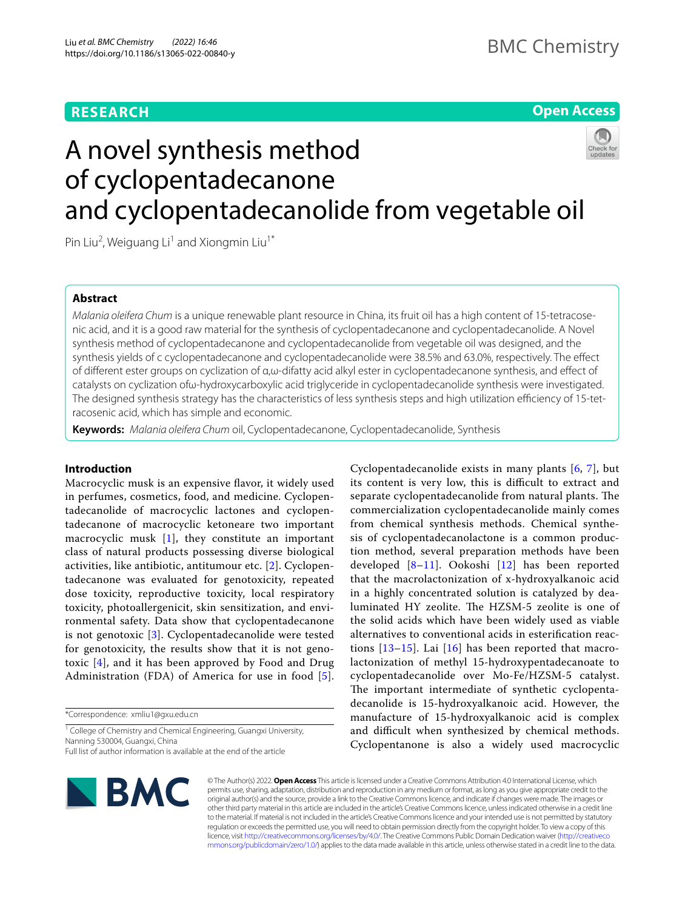# A novel synthesis method of cyclopentadecanone and cyclopentadecanolide from vegetable oil

Pin Liu[2], Weiguang Li[1] and Xiongmin Liu[1*]

## Abstract

*Malania oleifera Chum* is a unique renewable plant resource in China, its fruit oil has a high content of 15-tetracosenic acid, and it is a good raw material for the synthesis of cyclopentadecanone and cyclopentadecanolide. A Novel synthesis method of cyclopentadecanone and cyclopentadecanolide from vegetable oil was designed, and the synthesis yields of c cyclopentadecanone and cyclopentadecanolide were 38.5% and 63.0%, respectively. The effect of different ester groups on cyclization of α,ω-difatty acid alkyl ester in cyclopentadecanone synthesis, and effect of catalysts on cyclization ofω-hydroxycarboxylic acid triglyceride in cyclopentadecanolide synthesis were investigated. The designed synthesis strategy has the characteristics of less synthesis steps and high utilization efficiency of 15-tetracosenic acid, which has simple and economic.

**Keywords:** *Malania oleifera Chum* oil, Cyclopentadecanone, Cyclopentadecanolide, Synthesis

## Introduction

Macrocyclic musk is an expensive flavor, it widely used in perfumes, cosmetics, food, and medicine. Cyclopentadecanolide of macrocyclic lactones and cyclopentadecanone of macrocyclic ketoneare two important macrocyclic musk [1], they constitute an important class of natural products possessing diverse biological activities, like antibiotic, antitumour etc. [2]. Cyclopentadecanone was evaluated for genotoxicity, repeated dose toxicity, reproductive toxicity, local respiratory toxicity, photoallergenicit, skin sensitization, and environmental safety. Data show that cyclopentadecanone is not genotoxic [3]. Cyclopentadecanolide were tested for genotoxicity, the results show that it is not genotoxic [4], and it has been approved by Food and Drug Administration (FDA) of America for use in food [5].

Cyclopentadecanolide exists in many plants [6, 7], but its content is very low, this is difficult to extract and separate cyclopentadecanolide from natural plants. The commercialization cyclopentadecanolide mainly comes from chemical synthesis methods. Chemical synthesis of cyclopentadecanolactone is a common production method, several preparation methods have been developed [8–11]. Ookoshi [12] has been reported that the macrolactonization of x-hydroxyalkanoic acid in a highly concentrated solution is catalyzed by dealuminated HY zeolite. The HZSM-5 zeolite is one of the solid acids which have been widely used as viable alternatives to conventional acids in esterification reactions [13–15]. Lai [16] has been reported that macrolactonization of methyl 15-hydroxypentadecanoate to cyclopentadecanolide over Mo-Fe/HZSM-5 catalyst. The important intermediate of synthetic cyclopentadecanolide is 15-hydroxyalkanoic acid. However, the manufacture of 15-hydroxyalkanoic acid is complex and difficult when synthesized by chemical methods. Cyclopentanone is also a widely used macrocyclic

*Correspondence: xmliu1@gxu.edu.cn

[1] College of Chemistry and Chemical Engineering, Guangxi University, Nanning 530004, Guangxi, China

Full list of author information is available at the end of the article

© The Author(s) 2022. **Open Access** This article is licensed under a Creative Commons Attribution 4.0 International License, which permits use, sharing, adaptation, distribution and reproduction in any medium or format, as long as you give appropriate credit to the original author(s) and the source, provide a link to the Creative Commons licence, and indicate if changes were made. The images or other third party material in this article are included in the article's Creative Commons licence, unless indicated otherwise in a credit line to the material. If material is not included in the article's Creative Commons licence and your intended use is not permitted by statutory regulation or exceeds the permitted use, you will need to obtain permission directly from the copyright holder. To view a copy of this licence, visit http://creativecommons.org/licenses/by/4.0/. The Creative Commons Public Domain Dedication waiver (http://creativecommons.org/publicdomain/zero/1.0/) applies to the data made available in this article, unless otherwise stated in a credit line to the data.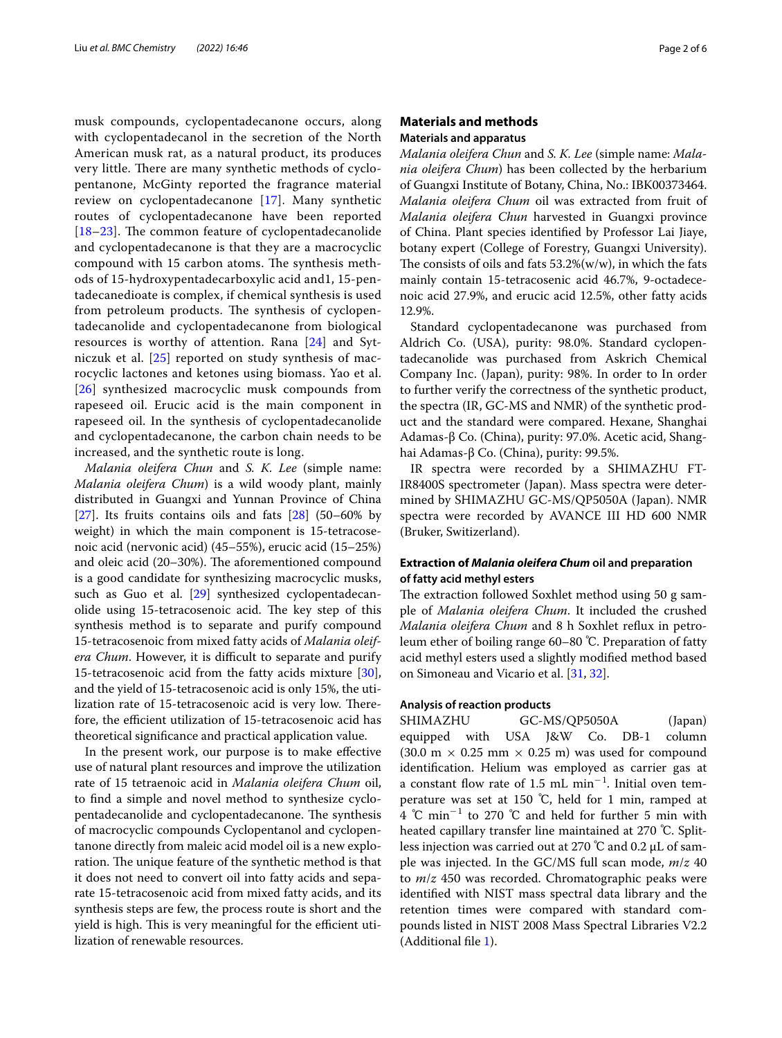musk compounds, cyclopentadecanone occurs, along with cyclopentadecanol in the secretion of the North American musk rat, as a natural product, its produces very little. There are many synthetic methods of cyclopentanone, McGinty reported the fragrance material review on cyclopentadecanone [17]. Many synthetic routes of cyclopentadecanone have been reported [18–23]. The common feature of cyclopentadecanolide and cyclopentadecanone is that they are a macrocyclic compound with 15 carbon atoms. The synthesis methods of 15-hydroxypentadecarboxylic acid and1, 15-pentadecanedioate is complex, if chemical synthesis is used from petroleum products. The synthesis of cyclopentadecanolide and cyclopentadecanone from biological resources is worthy of attention. Rana [24] and Sytniczuk et al. [25] reported on study synthesis of macrocyclic lactones and ketones using biomass. Yao et al. [26] synthesized macrocyclic musk compounds from rapeseed oil. Erucic acid is the main component in rapeseed oil. In the synthesis of cyclopentadecanolide and cyclopentadecanone, the carbon chain needs to be increased, and the synthetic route is long.

*Malania oleifera Chun* and *S. K. Lee* (simple name: *Malania oleifera Chum*) is a wild woody plant, mainly distributed in Guangxi and Yunnan Province of China [27]. Its fruits contains oils and fats [28] (50–60% by weight) in which the main component is 15-tetracosenoic acid (nervonic acid) (45–55%), erucic acid (15–25%) and oleic acid (20–30%). The aforementioned compound is a good candidate for synthesizing macrocyclic musks, such as Guo et al. [29] synthesized cyclopentadecanolide using 15-tetracosenoic acid. The key step of this synthesis method is to separate and purify compound 15-tetracosenoic from mixed fatty acids of *Malania oleifera Chum*. However, it is difficult to separate and purify 15-tetracosenoic acid from the fatty acids mixture [30], and the yield of 15-tetracosenoic acid is only 15%, the utilization rate of 15-tetracosenoic acid is very low. Therefore, the efficient utilization of 15-tetracosenoic acid has theoretical significance and practical application value.

In the present work, our purpose is to make effective use of natural plant resources and improve the utilization rate of 15 tetraenoic acid in *Malania oleifera Chum* oil, to find a simple and novel method to synthesize cyclopentadecanolide and cyclopentadecanone. The synthesis of macrocyclic compounds Cyclopentanol and cyclopentanone directly from maleic acid model oil is a new exploration. The unique feature of the synthetic method is that it does not need to convert oil into fatty acids and separate 15-tetracosenoic acid from mixed fatty acids, and its synthesis steps are few, the process route is short and the yield is high. This is very meaningful for the efficient utilization of renewable resources.

## Materials and methods

### Materials and apparatus

*Malania oleifera Chun* and *S. K. Lee* (simple name: *Malania oleifera Chum*) has been collected by the herbarium of Guangxi Institute of Botany, China, No.: IBK00373464. *Malania oleifera Chum* oil was extracted from fruit of *Malania oleifera Chun* harvested in Guangxi province of China. Plant species identified by Professor Lai Jiaye, botany expert (College of Forestry, Guangxi University). The consists of oils and fats 53.2%(w/w), in which the fats mainly contain 15-tetracosenic acid 46.7%, 9-octadecenoic acid 27.9%, and erucic acid 12.5%, other fatty acids 12.9%.

Standard cyclopentadecanone was purchased from Aldrich Co. (USA), purity: 98.0%. Standard cyclopentadecanolide was purchased from Askrich Chemical Company Inc. (Japan), purity: 98%. In order to In order to further verify the correctness of the synthetic product, the spectra (IR, GC-MS and NMR) of the synthetic product and the standard were compared. Hexane, Shanghai Adamas-β Co. (China), purity: 97.0%. Acetic acid, Shanghai Adamas-β Co. (China), purity: 99.5%.

IR spectra were recorded by a SHIMAZHU FT-IR8400S spectrometer (Japan). Mass spectra were determined by SHIMAZHU GC-MS/QP5050A (Japan). NMR spectra were recorded by AVANCE III HD 600 NMR (Bruker, Switizerland).

### Extraction of *Malania oleifera Chum* oil and preparation of fatty acid methyl esters

The extraction followed Soxhlet method using 50 g sample of *Malania oleifera Chum*. It included the crushed *Malania oleifera Chum* and 8 h Soxhlet reflux in petroleum ether of boiling range 60–80 ℃. Preparation of fatty acid methyl esters used a slightly modified method based on Simoneau and Vicario et al. [31, 32].

### Analysis of reaction products

SHIMAZHU GC-MS/QP5050A (Japan) equipped with USA J&W Co. DB-1 column (30.0 m × 0.25 mm × 0.25 m) was used for compound identification. Helium was employed as carrier gas at a constant flow rate of 1.5 mL $min^{-1}$. Initial oven temperature was set at 150 ℃, held for 1 min, ramped at 4 ℃ $min^{-1}$ to 270 ℃ and held for further 5 min with heated capillary transfer line maintained at 270 ℃. Splitless injection was carried out at 270 ℃ and 0.2 μL of sample was injected. In the GC/MS full scan mode, $m/z$ 40 to $m/z$ 450 was recorded. Chromatographic peaks were identified with NIST mass spectral data library and the retention times were compared with standard compounds listed in NIST 2008 Mass Spectral Libraries V2.2 (Additional file 1).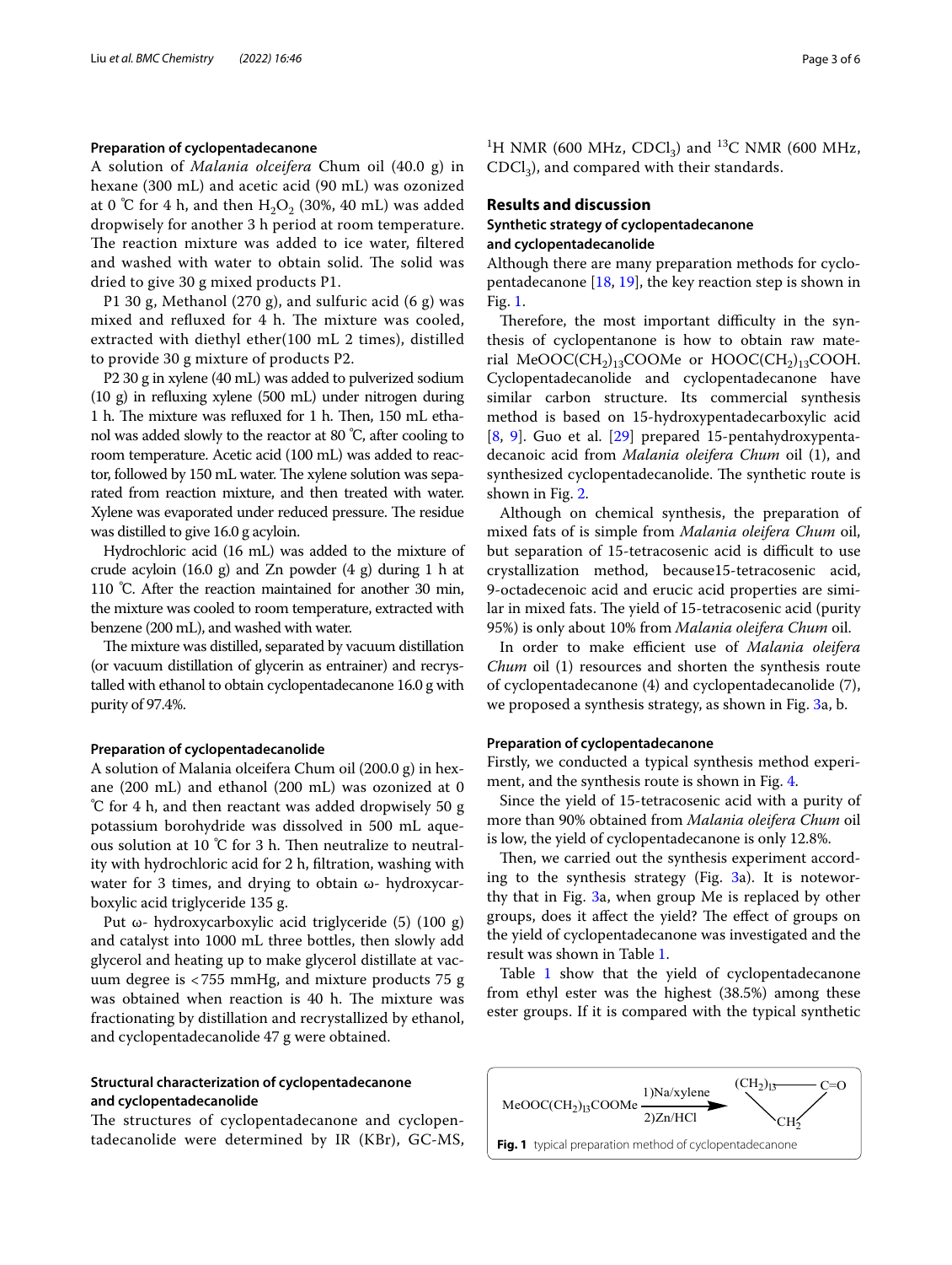### Preparation of cyclopentadecanone

A solution of *Malania olceifera* Chum oil (40.0 g) in hexane (300 mL) and acetic acid (90 mL) was ozonized at 0 ℃ for 4 h, and then $H_2O_2$ (30%, 40 mL) was added dropwisely for another 3 h period at room temperature. The reaction mixture was added to ice water, filtered and washed with water to obtain solid. The solid was dried to give 30 g mixed products P1.

P1 30 g, Methanol (270 g), and sulfuric acid (6 g) was mixed and refluxed for 4 h. The mixture was cooled, extracted with diethyl ether(100 mL 2 times), distilled to provide 30 g mixture of products P2.

P2 30 g in xylene (40 mL) was added to pulverized sodium (10 g) in refluxing xylene (500 mL) under nitrogen during 1 h. The mixture was refluxed for 1 h. Then, 150 mL ethanol was added slowly to the reactor at 80 ℃, after cooling to room temperature. Acetic acid (100 mL) was added to reactor, followed by 150 mL water. The xylene solution was separated from reaction mixture, and then treated with water. Xylene was evaporated under reduced pressure. The residue was distilled to give 16.0 g acyloin.

Hydrochloric acid (16 mL) was added to the mixture of crude acyloin (16.0 g) and Zn powder (4 g) during 1 h at 110 ℃. After the reaction maintained for another 30 min, the mixture was cooled to room temperature, extracted with benzene (200 mL), and washed with water.

The mixture was distilled, separated by vacuum distillation (or vacuum distillation of glycerin as entrainer) and recrystalled with ethanol to obtain cyclopentadecanone 16.0 g with purity of 97.4%.

### Preparation of cyclopentadecanolide

A solution of Malania olceifera Chum oil (200.0 g) in hexane (200 mL) and ethanol (200 mL) was ozonized at 0 ℃ for 4 h, and then reactant was added dropwisely 50 g potassium borohydride was dissolved in 500 mL aqueous solution at 10 ℃ for 3 h. Then neutralize to neutrality with hydrochloric acid for 2 h, filtration, washing with water for 3 times, and drying to obtain ω- hydroxycarboxylic acid triglyceride 135 g.

Put ω- hydroxycarboxylic acid triglyceride (5) (100 g) and catalyst into 1000 mL three bottles, then slowly add glycerol and heating up to make glycerol distillate at vacuum degree is <755 mmHg, and mixture products 75 g was obtained when reaction is 40 h. The mixture was fractionating by distillation and recrystallized by ethanol, and cyclopentadecanolide 47 g were obtained.

### Structural characterization of cyclopentadecanone and cyclopentadecanolide

The structures of cyclopentadecanone and cyclopentadecanolide were determined by IR (KBr), GC-MS, $^1H$ NMR (600 MHz, $CDCl_3$) and $^{13}C$ NMR (600 MHz, $CDCl_3$), and compared with their standards.

## Results and discussion

### Synthetic strategy of cyclopentadecanone and cyclopentadecanolide

Although there are many preparation methods for cyclopentadecanone [18, 19], the key reaction step is shown in Fig. 1.

Therefore, the most important difficulty in the synthesis of cyclopentanone is how to obtain raw material $MeOOC(CH_2)_{13}COOMe$ or $HOOC(CH_2)_{13}COOH$. Cyclopentadecanolide and cyclopentadecanone have similar carbon structure. Its commercial synthesis method is based on 15-hydroxypentadecarboxylic acid [8, 9]. Guo et al. [29] prepared 15-pentahydroxypentadecanoic acid from *Malania oleifera Chum* oil (1), and synthesized cyclopentadecanolide. The synthetic route is shown in Fig. 2.

Although on chemical synthesis, the preparation of mixed fats of is simple from *Malania oleifera Chum* oil, but separation of 15-tetracosenic acid is difficult to use crystallization method, because15-tetracosenic acid, 9-octadecenoic acid and erucic acid properties are similar in mixed fats. The yield of 15-tetracosenic acid (purity 95%) is only about 10% from *Malania oleifera Chum* oil.

In order to make efficient use of *Malania oleifera Chum* oil (1) resources and shorten the synthesis route of cyclopentadecanone (4) and cyclopentadecanolide (7), we proposed a synthesis strategy, as shown in Fig. 3a, b.

### Preparation of cyclopentadecanone

Firstly, we conducted a typical synthesis method experiment, and the synthesis route is shown in Fig. 4.

Since the yield of 15-tetracosenic acid with a purity of more than 90% obtained from *Malania oleifera Chum* oil is low, the yield of cyclopentadecanone is only 12.8%.

Then, we carried out the synthesis experiment according to the synthesis strategy (Fig. 3a). It is noteworthy that in Fig. 3a, when group Me is replaced by other groups, does it affect the yield? The effect of groups on the yield of cyclopentadecanone was investigated and the result was shown in Table 1.

Table 1 show that the yield of cyclopentadecanone from ethyl ester was the highest (38.5%) among these ester groups. If it is compared with the typical synthetic

$$MeOOC(CH_2)_{13}COOMe \xrightarrow[2)Zn/HCl]{1)Na/xylene} \text{cyclo-}[(CH_2)_{13}-C{=}O-CH_2]$$

**Fig. 1** typical preparation method of cyclopentadecanone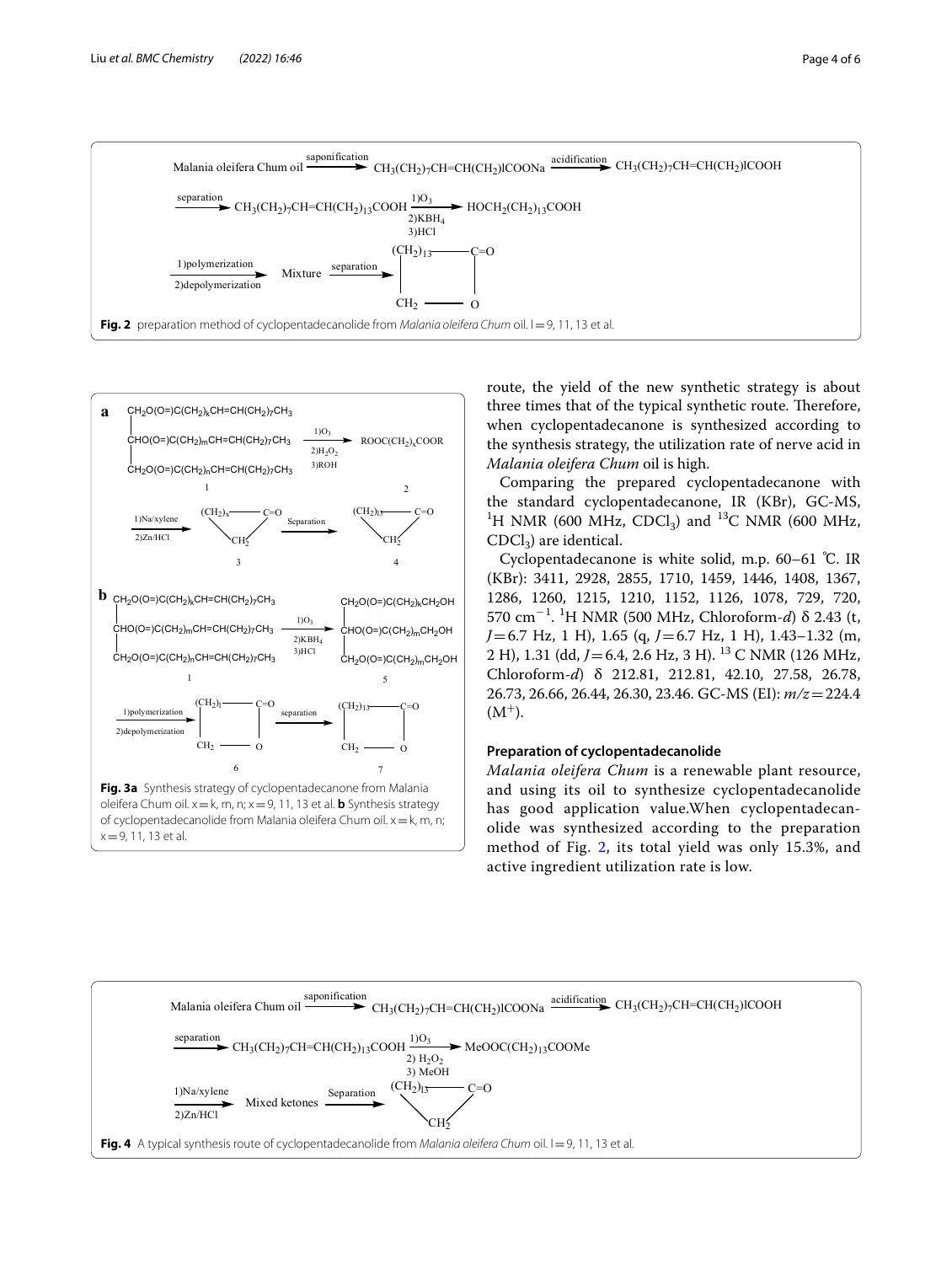Fig. 2 preparation method of cyclopentadecanolide from *Malania oleifera Chum* oil. l = 9, 11, 13 et al.

**Fig. 3a** Synthesis strategy of cyclopentadecanone from Malania oleifera Chum oil. x = k, m, n; x = 9, 11, 13 et al. **b** Synthesis strategy of cyclopentadecanolide from Malania oleifera Chum oil. x = k, m, n; x = 9, 11, 13 et al.

route, the yield of the new synthetic strategy is about three times that of the typical synthetic route. Therefore, when cyclopentadecanone is synthesized according to the synthesis strategy, the utilization rate of nerve acid in *Malania oleifera Chum* oil is high.

Comparing the prepared cyclopentadecanone with the standard cyclopentadecanone, IR (KBr), GC-MS, $^{1}$H NMR (600 MHz, $CDCl_3$) and $^{13}$C NMR (600 MHz, $CDCl_3$) are identical.

Cyclopentadecanone is white solid, m.p. 60–61 ℃. IR (KBr): 3411, 2928, 2855, 1710, 1459, 1446, 1408, 1367, 1286, 1260, 1215, 1210, 1152, 1126, 1078, 729, 720, 570 $cm^{-1}$. $^{1}$H NMR (500 MHz, Chloroform-*d*) δ 2.43 (t, *J* = 6.7 Hz, 1 H), 1.65 (q, *J* = 6.7 Hz, 1 H), 1.43–1.32 (m, 2 H), 1.31 (dd, *J* = 6.4, 2.6 Hz, 3 H). $^{13}$C NMR (126 MHz, Chloroform-*d*) δ 212.81, 212.81, 42.10, 27.58, 26.78, 26.73, 26.66, 26.44, 26.30, 23.46. GC-MS (EI): *m/z* = 224.4 ($M^{+}$).

### Preparation of cyclopentadecanolide

*Malania oleifera Chum* is a renewable plant resource, and using its oil to synthesize cyclopentadecanolide has good application value.When cyclopentadecanolide was synthesized according to the preparation method of Fig. 2, its total yield was only 15.3%, and active ingredient utilization rate is low.

**Fig. 4** A typical synthesis route of cyclopentadecanolide from *Malania oleifera Chum* oil. l = 9, 11, 13 et al.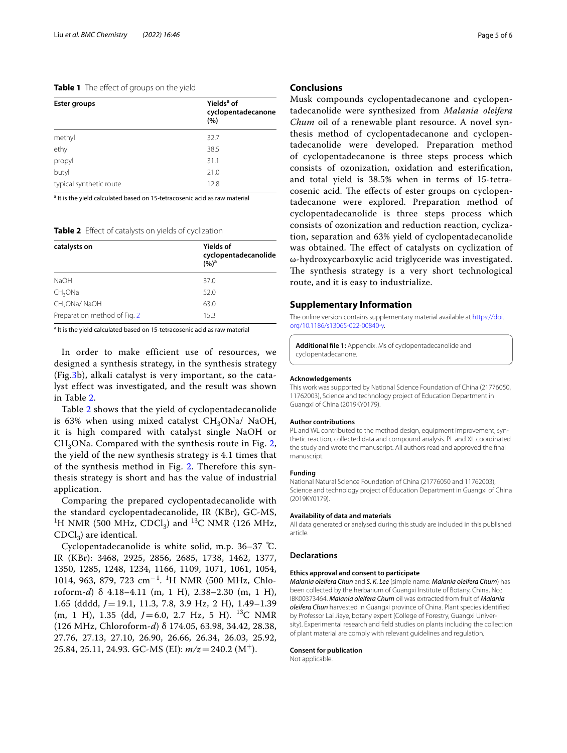**Table 1** The effect of groups on the yield

| Ester groups | Yields[a] of cyclopentadecanone (%) |
|---|---|
| methyl | 32.7 |
| ethyl | 38.5 |
| propyl | 31.1 |
| butyl | 21.0 |
| typical synthetic route | 12.8 |

[a] It is the yield calculated based on 15-tetracosenic acid as raw material

**Table 2** Effect of catalysts on yields of cyclization

| catalysts on | Yields of cyclopentadecanolide (%)[a] |
|---|---|
| NaOH | 37.0 |
| $CH_3ONa$ | 52.0 |
| $CH_3ONa$/ NaOH | 63.0 |
| Preparation method of Fig. 2 | 15.3 |

[a] It is the yield calculated based on 15-tetracosenic acid as raw material

In order to make efficient use of resources, we designed a synthesis strategy, in the synthesis strategy (Fig.3b), alkali catalyst is very important, so the catalyst effect was investigated, and the result was shown in Table 2.

Table 2 shows that the yield of cyclopentadecanolide is 63% when using mixed catalyst $CH_3ONa$/ NaOH, it is high compared with catalyst single NaOH or $CH_3ONa$. Compared with the synthesis route in Fig. 2, the yield of the new synthesis strategy is 4.1 times that of the synthesis method in Fig. 2. Therefore this synthesis strategy is short and has the value of industrial application.

Comparing the prepared cyclopentadecanolide with the standard cyclopentadecanolide, IR (KBr), GC-MS, $^1$H NMR (500 MHz, $CDCl_3$) and $^{13}$C NMR (126 MHz, $CDCl_3$) are identical.

Cyclopentadecanolide is white solid, m.p. 36–37 ℃. IR (KBr): 3468, 2925, 2856, 2685, 1738, 1462, 1377, 1350, 1285, 1248, 1234, 1166, 1109, 1071, 1061, 1054, 1014, 963, 879, 723 $cm^{-1}$. $^1$H NMR (500 MHz, Chloroform-*d*) δ 4.18–4.11 (m, 1 H), 2.38–2.30 (m, 1 H), 1.65 (dddd, $J$ = 19.1, 11.3, 7.8, 3.9 Hz, 2 H), 1.49–1.39 (m, 1 H), 1.35 (dd, $J$ = 6.0, 2.7 Hz, 5 H). $^{13}$C NMR (126 MHz, Chloroform-*d*) δ 174.05, 63.98, 34.42, 28.38, 27.76, 27.13, 27.10, 26.90, 26.66, 26.34, 26.03, 25.92, 25.84, 25.11, 24.93. GC-MS (EI): $m/z$ = 240.2 ($M^+$).

## Conclusions

Musk compounds cyclopentadecanone and cyclopentadecanolide were synthesized from *Malania oleifera Chum* oil of a renewable plant resource. A novel synthesis method of cyclopentadecanone and cyclopentadecanolide were developed. Preparation method of cyclopentadecanone is three steps process which consists of ozonization, oxidation and esterification, and total yield is 38.5% when in terms of 15-tetracosenic acid. The effects of ester groups on cyclopentadecanone were explored. Preparation method of cyclopentadecanolide is three steps process which consists of ozonization and reduction reaction, cyclization, separation and 63% yield of cyclopentadecanolide was obtained. The effect of catalysts on cyclization of ω-hydroxycarboxylic acid triglyceride was investigated. The synthesis strategy is a very short technological route, and it is easy to industrialize.

## Supplementary Information

The online version contains supplementary material available at https://doi.org/10.1186/s13065-022-00840-y.

**Additional file 1:** Appendix. Ms of cyclopentadecanolide and cyclopentadecanone.

### Acknowledgements

This work was supported by National Science Foundation of China (21776050, 11762003), Science and technology project of Education Department in Guangxi of China (2019KY0179).

### Author contributions

PL and WL contributed to the method design, equipment improvement, synthetic reaction, collected data and compound analysis. PL and XL coordinated the study and wrote the manuscript. All authors read and approved the final manuscript.

### Funding

National Natural Science Foundation of China (21776050 and 11762003), Science and technology project of Education Department in Guangxi of China (2019KY0179).

### Availability of data and materials

All data generated or analysed during this study are included in this published article.

## Declarations

### Ethics approval and consent to participate

*Malania oleifera Chun* and *S. K. Lee* (simple name: ***Malania oleifera Chum***) has been collected by the herbarium of Guangxi Institute of Botany, China, No.: IBK00373464. ***Malania oleifera Chum*** oil was extracted from fruit of ***Malania oleifera Chun*** harvested in Guangxi province of China. Plant species identified by Professor Lai Jiaye, botany expert (College of Forestry, Guangxi University). Experimental research and field studies on plants including the collection of plant material are comply with relevant guidelines and regulation.

### Consent for publication

Not applicable.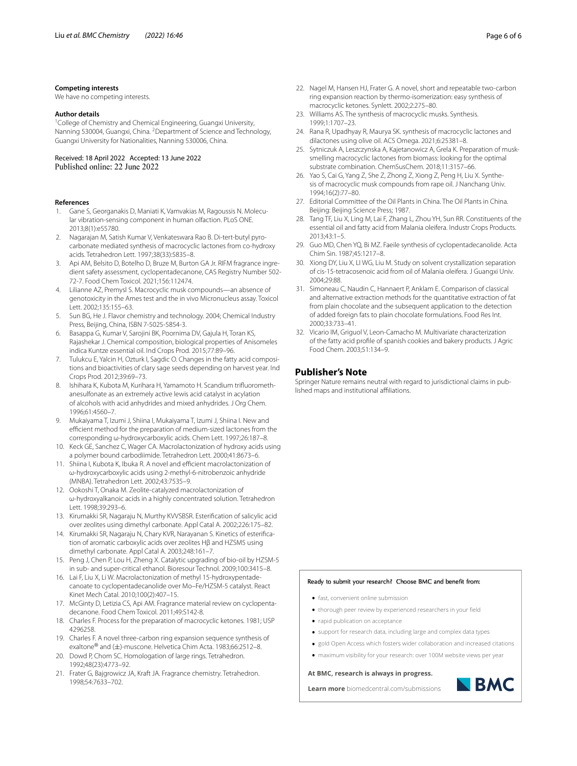**Competing interests**

We have no competing interests.

**Author details**

[1]College of Chemistry and Chemical Engineering, Guangxi University, Nanning 530004, Guangxi, China. [2]Department of Science and Technology, Guangxi University for Nationalities, Nanning 530006, China.

Received: 18 April 2022 Accepted: 13 June 2022
Published online: 22 June 2022

**References**

1. Gane S, Georganakis D, Maniati K, Vamvakias M, Ragoussis N. Molecular vibration-sensing component in human olfaction. PLoS ONE. 2013;8(1):e55780.
2. Nagarajan M, Satish Kumar V, Venkateswara Rao B. Di-tert-butyl pyrocarbonate mediated synthesis of macrocyclic lactones from co-hydroxy acids. Tetrahedron Lett. 1997;38(33):5835–8.
3. Api AM, Belsito D, Botelho D, Bruze M, Burton GA Jr. RIFM fragrance ingredient safety assessment, cyclopentadecanone, CAS Registry Number 502-72-7. Food Chem Toxicol. 2021;156:112474.
4. Lilianne AZ, Premysl S. Macrocyclic musk compounds—an absence of genotoxicity in the Ames test and the in vivo Micronucleus assay. Toxicol Lett. 2002;135:155–63.
5. Sun BG, He J. Flavor chemistry and technology. 2004; Chemical Industry Press, Beijing, China, ISBN 7-5025-5854-3.
6. Basappa G, Kumar V, Sarojini BK, Poornima DV, Gajula H, Toran KS, Rajashekar J. Chemical composition, biological properties of Anisomeles indica Kuntze essential oil. Ind Crops Prod. 2015;77:89–96.
7. Tulukcu E, Yalcin H, Ozturk I, Sagdic O. Changes in the fatty acid compositions and bioactivities of clary sage seeds depending on harvest year. Ind Crops Prod. 2012;39:69–73.
8. Ishihara K, Kubota M, Kurihara H, Yamamoto H. Scandium trifluoromethanesulfonate as an extremely active lewis acid catalyst in acylation of alcohols with acid anhydrides and mixed anhydrides. J Org Chem. 1996;61:4560–7.
9. Mukaiyama T, Izumi J, Shiina I, Mukaiyama T, Izumi J, Shiina I. New and efficient method for the preparation of medium-sized lactones from the corresponding ω-hydroxycarboxylic acids. Chem Lett. 1997;26:187–8.
10. Keck GE, Sanchez C, Wager CA. Macrolactonization of hydroxy acids using a polymer bound carbodiimide. Tetrahedron Lett. 2000;41:8673–6.
11. Shiina I, Kubota K, Ibuka R. A novel and efficient macrolactonization of ω-hydroxycarboxylic acids using 2-methyl-6-nitrobenzoic anhydride (MNBA). Tetrahedron Lett. 2002;43:7535–9.
12. Ookoshi T, Onaka M. Zeolite-catalyzed macrolactonization of ω-hydroxyalkanoic acids in a highly concentrated solution. Tetrahedron Lett. 1998;39:293–6.
13. Kirumakki SR, Nagaraju N, Murthy KVVSBSR. Esterification of salicylic acid over zeolites using dimethyl carbonate. Appl Catal A. 2002;226:175–82.
14. Kirumakki SR, Nagaraju N, Chary KVR, Narayanan S. Kinetics of esterification of aromatic carboxylic acids over zeolites Hβ and HZSM5 using dimethyl carbonate. Appl Catal A. 2003;248:161–7.
15. Peng J, Chen P, Lou H, Zheng X. Catalytic upgrading of bio-oil by HZSM-5 in sub- and super-critical ethanol. Bioresour Technol. 2009;100:3415–8.
16. Lai F, Liu X, Li W. Macrolactonization of methyl 15-hydroxypentadecanoate to cyclopentadecanolide over Mo–Fe/HZSM-5 catalyst. React Kinet Mech Catal. 2010;100(2):407–15.
17. McGinty D, Letizia CS, Api AM. Fragrance material review on cyclopentadecanone. Food Chem Toxicol. 2011;49:S142-8.
18. Charles F. Process for the preparation of macrocyclic ketones. 1981; USP 4296258.
19. Charles F. A novel three-carbon ring expansion sequence synthesis of exaltone® and (±)-muscone. Helvetica Chim Acta. 1983;66:2512–8.
20. Dowd P, Chom SC. Homologation of large rings. Tetrahedron. 1992;48(23):4773–92.
21. Frater G, Bajgrowicz JA, Kraft JA. Fragrance chemistry. Tetrahedron. 1998;54:7633–702.
22. Nagel M, Hansen HJ, Frater G. A novel, short and repeatable two-carbon ring expansion reaction by thermo-isomerization: easy synthesis of macrocyclic ketones. Synlett. 2002;2:275–80.
23. Williams AS. The synthesis of macrocyclic musks. Synthesis. 1999;1:1707–23.
24. Rana R, Upadhyay R, Maurya SK. synthesis of macrocyclic lactones and dilactones using olive oil. ACS Omega. 2021;6:25381–8.
25. Sytniczuk A, Leszczynska A, Kajetanowicz A, Grela K. Preparation of musk-smelling macrocyclic lactones from biomass: looking for the optimal substrate combination. ChemSusChem. 2018;11:3157–66.
26. Yao S, Cai G, Yang Z, She Z, Zhong Z, Xiong Z, Peng H, Liu X. Synthesis of macrocyclic musk compounds from rape oil. J Nanchang Univ. 1994;16(2):77–80.
27. Editorial Committee of the Oil Plants in China. The Oil Plants in China. Beijing: Beijing Science Press; 1987.
28. Tang TF, Liu X, Ling M, Lai F, Zhang L, Zhou YH, Sun RR. Constituents of the essential oil and fatty acid from Malania oleifera. Industr Crops Products. 2013;43:1–5.
29. Guo MD, Chen YQ, Bi MZ. Faeile synthesis of cyclopentadecanolide. Acta Chim Sin. 1987;45:1217–8.
30. Xiong DY, Liu X, LI WG, Liu M. Study on solvent crystallization separation of cis-15-tetracosenoic acid from oil of Malania oleifera. J Guangxi Univ. 2004;29:88.
31. Simoneau C, Naudin C, Hannaert P, Anklam E. Comparison of classical and alternative extraction methods for the quantitative extraction of fat from plain chocolate and the subsequent application to the detection of added foreign fats to plain chocolate formulations. Food Res Int. 2000;33:733–41.
32. Vicario IM, Griguol V, Leon-Camacho M. Multivariate characterization of the fatty acid profile of spanish cookies and bakery products. J Agric Food Chem. 2003;51:134–9.

## Publisher's Note

Springer Nature remains neutral with regard to jurisdictional claims in published maps and institutional affiliations.

Ready to submit your research? Choose BMC and benefit from:

- fast, convenient online submission
- thorough peer review by experienced researchers in your field
- rapid publication on acceptance
- support for research data, including large and complex data types
- gold Open Access which fosters wider collaboration and increased citations
- maximum visibility for your research: over 100M website views per year

**At BMC, research is always in progress.**

**Learn more** biomedcentral.com/submissions